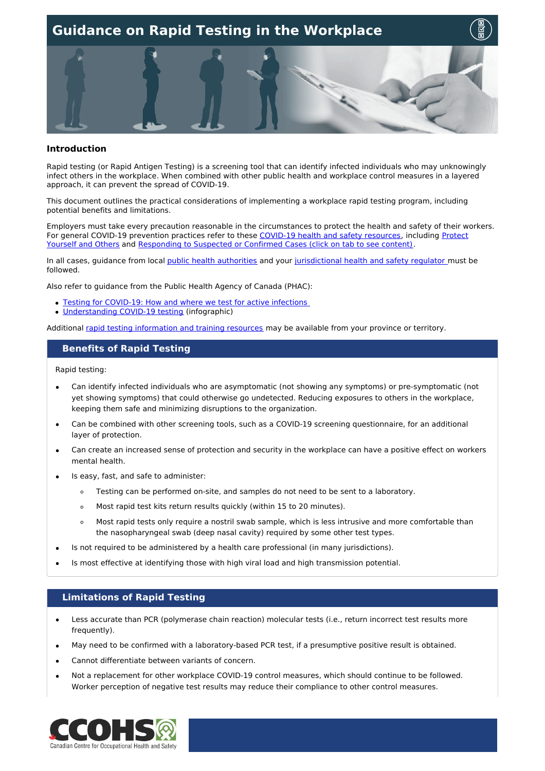# Guidance on Rapid Testing in the Workplace

## Introduction

Rapid testing (or Rapid Antigen Testing) is a screening tool that can identify infected individuals who may unknowingly infect others in the workplace. When combined with other public health and workplace control measures in a layered approach, it can prevent the spread of COVID-19.

This document outlines the practical considerations of implementing a workplace rapid testing program, including potential benefits and limitations.

Employers must take every precaution reasonable in the circumstances to protect the health and safety of their workers. For general COVID-19 prevention practices refer to these COVID-19 health and safety resources, including Protect Yourself and Others and Responding to Suspected or Confirmed Cases (click on tab to see content).

In all cases, guidance from local public health authorities and your jurisdictional health and safety regulator must be followed.

Also refer to guidance from the Public Health Agency of Canada (PHAC):

- Testing for COVID-19: How and where we test for active infections
- Understanding COVID-19 testing (infographic)

Additional rapid testing information and training resources may be available from your province or territory.

## Benefits of Rapid Testing

Rapid testing:

- Can identify infected individuals who are asymptomatic (not showing any symptoms) or pre-symptomatic (not yet showing symptoms) that could otherwise go undetected. Reducing exposures to others in the workplace, keeping them safe and minimizing disruptions to the organization.
- Can be combined with other screening tools, such as a COVID-19 screening questionnaire, for an additional layer of protection.
- Can create an increased sense of protection and security in the workplace can have a positive effect on workers mental health.
- Is easy, fast, and safe to administer:
  - Testing can be performed on-site, and samples do not need to be sent to a laboratory.
  - Most rapid test kits return results quickly (within 15 to 20 minutes).
  - Most rapid tests only require a nostril swab sample, which is less intrusive and more comfortable than the nasopharyngeal swab (deep nasal cavity) required by some other test types.
- Is not required to be administered by a health care professional (in many jurisdictions).
- Is most effective at identifying those with high viral load and high transmission potential.

## Limitations of Rapid Testing

- Less accurate than PCR (polymerase chain reaction) molecular tests (i.e., return incorrect test results more frequently).
- May need to be confirmed with a laboratory-based PCR test, if a presumptive positive result is obtained.
- Cannot differentiate between variants of concern.
- Not a replacement for other workplace COVID-19 control measures, which should continue to be followed. Worker perception of negative test results may reduce their compliance to other control measures.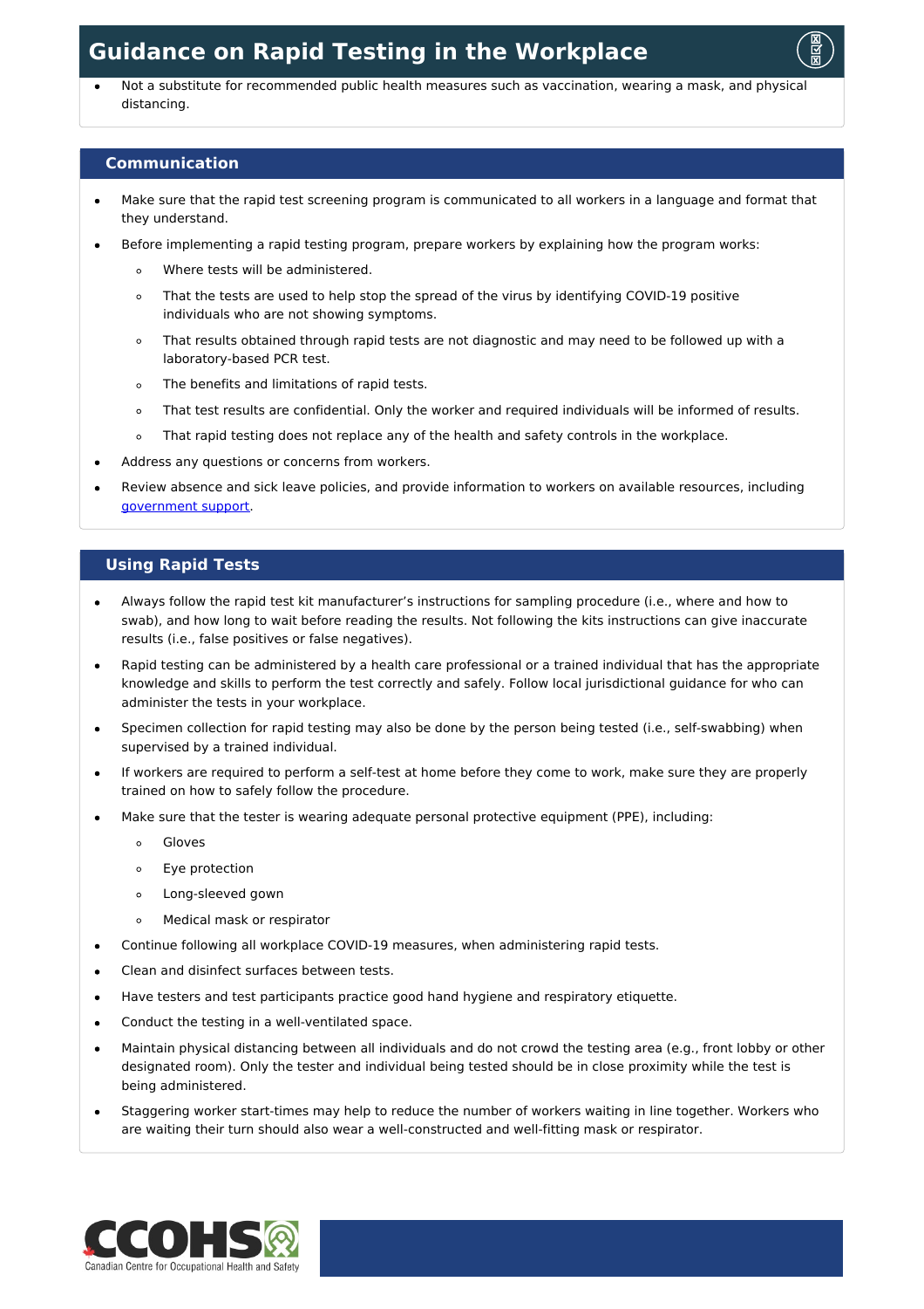- Not a substitute for recommended public health measures such as vaccination, wearing a mask, and physical distancing.

## Communication

- Make sure that the rapid test screening program is communicated to all workers in a language and format that they understand.
- Before implementing a rapid testing program, prepare workers by explaining how the program works:
  - Where tests will be administered.
  - That the tests are used to help stop the spread of the virus by identifying COVID-19 positive individuals who are not showing symptoms.
  - That results obtained through rapid tests are not diagnostic and may need to be followed up with a laboratory-based PCR test.
  - The benefits and limitations of rapid tests.
  - That test results are confidential. Only the worker and required individuals will be informed of results.
  - That rapid testing does not replace any of the health and safety controls in the workplace.
- Address any questions or concerns from workers.
- Review absence and sick leave policies, and provide information to workers on available resources, including government support.

## Using Rapid Tests

- Always follow the rapid test kit manufacturer's instructions for sampling procedure (i.e., where and how to swab), and how long to wait before reading the results. Not following the kits instructions can give inaccurate results (i.e., false positives or false negatives).
- Rapid testing can be administered by a health care professional or a trained individual that has the appropriate knowledge and skills to perform the test correctly and safely. Follow local jurisdictional guidance for who can administer the tests in your workplace.
- Specimen collection for rapid testing may also be done by the person being tested (i.e., self-swabbing) when supervised by a trained individual.
- If workers are required to perform a self-test at home before they come to work, make sure they are properly trained on how to safely follow the procedure.
- Make sure that the tester is wearing adequate personal protective equipment (PPE), including:
  - Gloves
  - Eye protection
  - Long-sleeved gown
  - Medical mask or respirator
- Continue following all workplace COVID-19 measures, when administering rapid tests.
- Clean and disinfect surfaces between tests.
- Have testers and test participants practice good hand hygiene and respiratory etiquette.
- Conduct the testing in a well-ventilated space.
- Maintain physical distancing between all individuals and do not crowd the testing area (e.g., front lobby or other designated room). Only the tester and individual being tested should be in close proximity while the test is being administered.
- Staggering worker start-times may help to reduce the number of workers waiting in line together. Workers who are waiting their turn should also wear a well-constructed and well-fitting mask or respirator.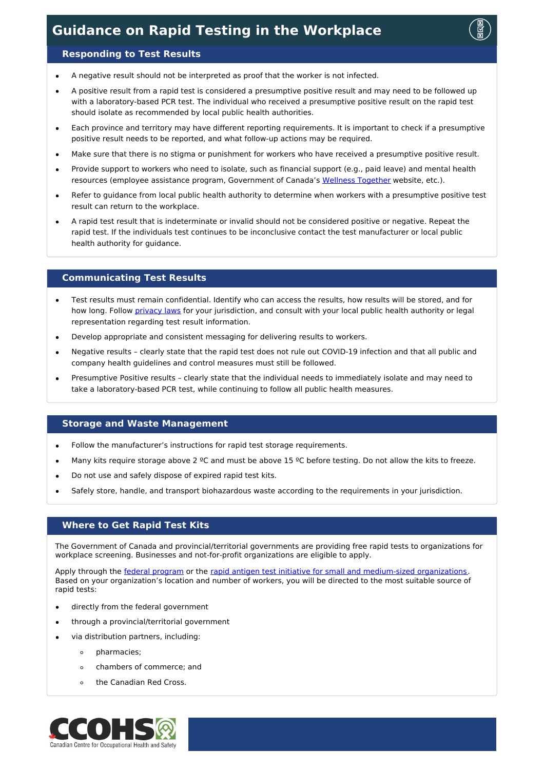# Guidance on Rapid Testing in the Workplace

## Responding to Test Results

- A negative result should not be interpreted as proof that the worker is not infected.
- A positive result from a rapid test is considered a presumptive positive result and may need to be followed up with a laboratory-based PCR test. The individual who received a presumptive positive result on the rapid test should isolate as recommended by local public health authorities.
- Each province and territory may have different reporting requirements. It is important to check if a presumptive positive result needs to be reported, and what follow-up actions may be required.
- Make sure that there is no stigma or punishment for workers who have received a presumptive positive result.
- Provide support to workers who need to isolate, such as financial support (e.g., paid leave) and mental health resources (employee assistance program, Government of Canada's Wellness Together website, etc.).
- Refer to guidance from local public health authority to determine when workers with a presumptive positive test result can return to the workplace.
- A rapid test result that is indeterminate or invalid should not be considered positive or negative. Repeat the rapid test. If the individuals test continues to be inconclusive contact the test manufacturer or local public health authority for guidance.

## Communicating Test Results

- Test results must remain confidential. Identify who can access the results, how results will be stored, and for how long. Follow privacy laws for your jurisdiction, and consult with your local public health authority or legal representation regarding test result information.
- Develop appropriate and consistent messaging for delivering results to workers.
- Negative results – clearly state that the rapid test does not rule out COVID-19 infection and that all public and company health guidelines and control measures must still be followed.
- Presumptive Positive results – clearly state that the individual needs to immediately isolate and may need to take a laboratory-based PCR test, while continuing to follow all public health measures.

## Storage and Waste Management

- Follow the manufacturer's instructions for rapid test storage requirements.
- Many kits require storage above 2 ºC and must be above 15 ºC before testing. Do not allow the kits to freeze.
- Do not use and safely dispose of expired rapid test kits.
- Safely store, handle, and transport biohazardous waste according to the requirements in your jurisdiction.

## Where to Get Rapid Test Kits

The Government of Canada and provincial/territorial governments are providing free rapid tests to organizations for workplace screening. Businesses and not-for-profit organizations are eligible to apply.

Apply through the federal program or the rapid antigen test initiative for small and medium-sized organizations. Based on your organization's location and number of workers, you will be directed to the most suitable source of rapid tests:

- directly from the federal government
- through a provincial/territorial government
- via distribution partners, including:
  - pharmacies;
  - chambers of commerce; and
  - the Canadian Red Cross.

CCOHS Canadian Centre for Occupational Health and Safety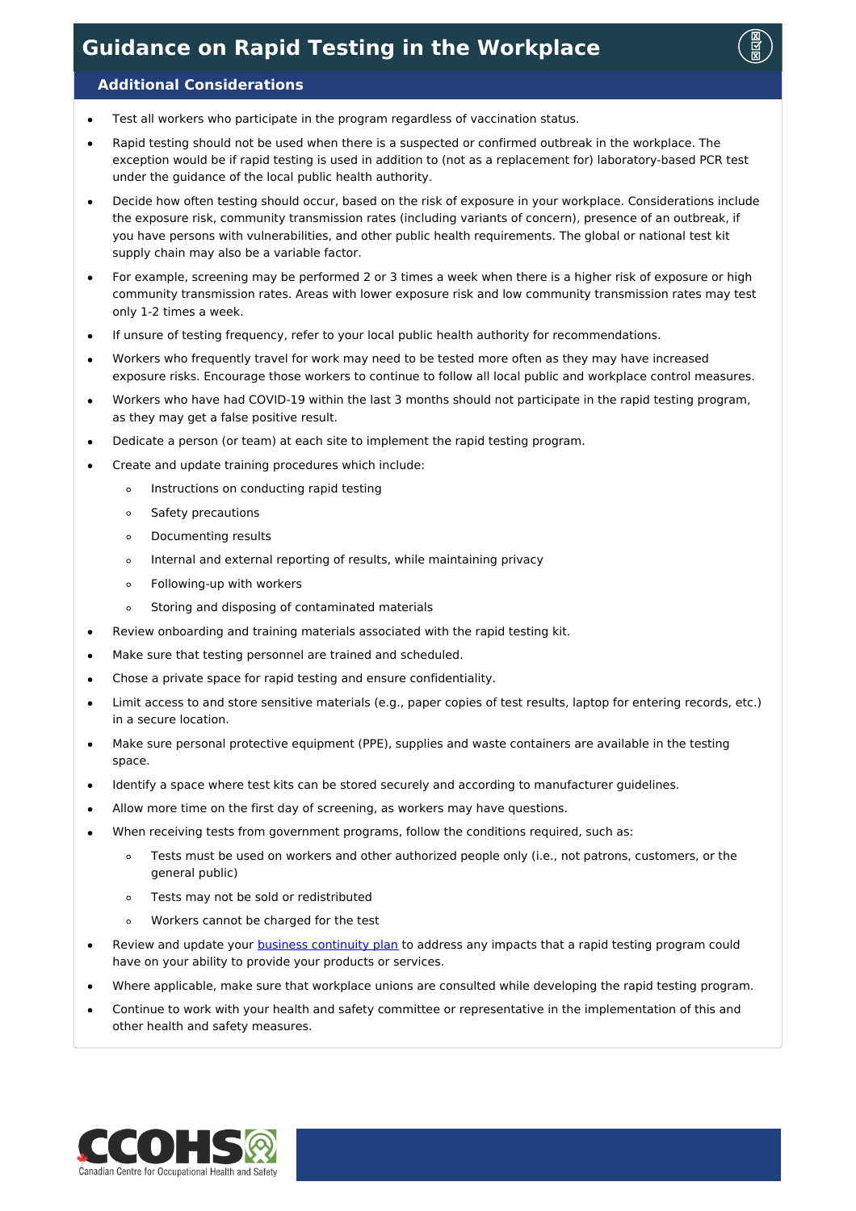# Guidance on Rapid Testing in the Workplace

## Additional Considerations

- Test all workers who participate in the program regardless of vaccination status.
- Rapid testing should not be used when there is a suspected or confirmed outbreak in the workplace. The exception would be if rapid testing is used in addition to (not as a replacement for) laboratory-based PCR test under the guidance of the local public health authority.
- Decide how often testing should occur, based on the risk of exposure in your workplace. Considerations include the exposure risk, community transmission rates (including variants of concern), presence of an outbreak, if you have persons with vulnerabilities, and other public health requirements. The global or national test kit supply chain may also be a variable factor.
- For example, screening may be performed 2 or 3 times a week when there is a higher risk of exposure or high community transmission rates. Areas with lower exposure risk and low community transmission rates may test only 1-2 times a week.
- If unsure of testing frequency, refer to your local public health authority for recommendations.
- Workers who frequently travel for work may need to be tested more often as they may have increased exposure risks. Encourage those workers to continue to follow all local public and workplace control measures.
- Workers who have had COVID-19 within the last 3 months should not participate in the rapid testing program, as they may get a false positive result.
- Dedicate a person (or team) at each site to implement the rapid testing program.
- Create and update training procedures which include:
  - Instructions on conducting rapid testing
  - Safety precautions
  - Documenting results
  - Internal and external reporting of results, while maintaining privacy
  - Following-up with workers
  - Storing and disposing of contaminated materials
- Review onboarding and training materials associated with the rapid testing kit.
- Make sure that testing personnel are trained and scheduled.
- Chose a private space for rapid testing and ensure confidentiality.
- Limit access to and store sensitive materials (e.g., paper copies of test results, laptop for entering records, etc.) in a secure location.
- Make sure personal protective equipment (PPE), supplies and waste containers are available in the testing space.
- Identify a space where test kits can be stored securely and according to manufacturer guidelines.
- Allow more time on the first day of screening, as workers may have questions.
- When receiving tests from government programs, follow the conditions required, such as:
  - Tests must be used on workers and other authorized people only (i.e., not patrons, customers, or the general public)
  - Tests may not be sold or redistributed
  - Workers cannot be charged for the test
- Review and update your business continuity plan to address any impacts that a rapid testing program could have on your ability to provide your products or services.
- Where applicable, make sure that workplace unions are consulted while developing the rapid testing program.
- Continue to work with your health and safety committee or representative in the implementation of this and other health and safety measures.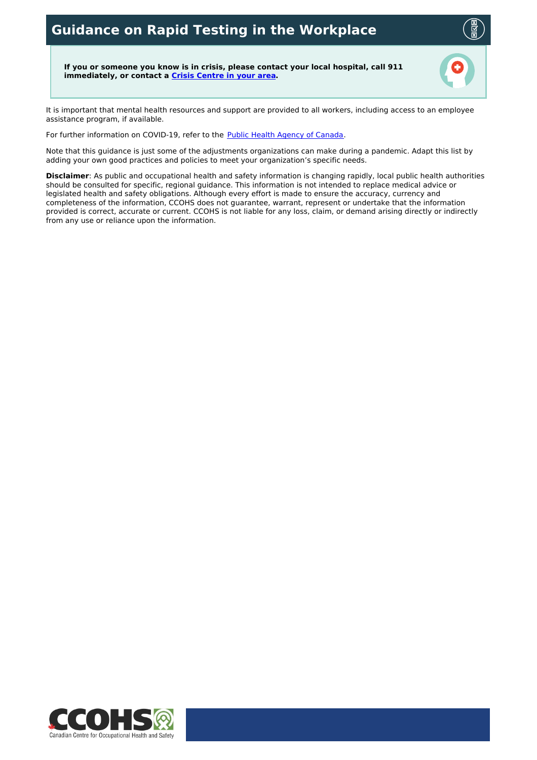If you or someone you know is in crisis, please contact your local hospital, call 911 immediately, or contact a [Crisis Centre in your area](#).**

It is important that mental health resources and support are provided to all workers, including access to an employee assistance program, if available.

For further information on COVID-19, refer to the [Public Health Agency of Canada](#).

Note that this guidance is just some of the adjustments organizations can make during a pandemic. Adapt this list by adding your own good practices and policies to meet your organization's specific needs.

**Disclaimer**: As public and occupational health and safety information is changing rapidly, local public health authorities should be consulted for specific, regional guidance. This information is not intended to replace medical advice or legislated health and safety obligations. Although every effort is made to ensure the accuracy, currency and completeness of the information, CCOHS does not guarantee, warrant, represent or undertake that the information provided is correct, accurate or current. CCOHS is not liable for any loss, claim, or demand arising directly or indirectly from any use or reliance upon the information.